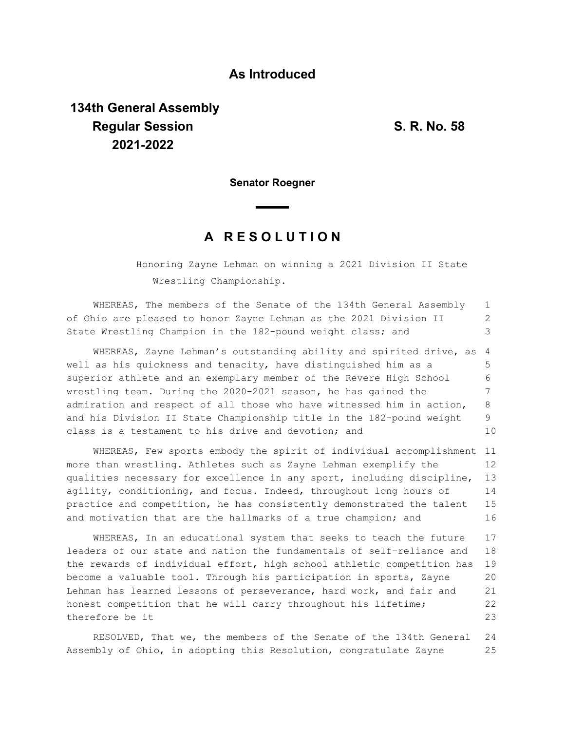**As Introduced**

**134th General Assembly**
**Regular Session**
**2021-2022**

**S. R. No. 58**

**Senator Roegner**

## A R E S O L U T I O N

Honoring Zayne Lehman on winning a 2021 Division II State Wrestling Championship.

WHEREAS, The members of the Senate of the 134th General Assembly of Ohio are pleased to honor Zayne Lehman as the 2021 Division II State Wrestling Champion in the 182-pound weight class; and

WHEREAS, Zayne Lehman's outstanding ability and spirited drive, as well as his quickness and tenacity, have distinguished him as a superior athlete and an exemplary member of the Revere High School wrestling team. During the 2020-2021 season, he has gained the admiration and respect of all those who have witnessed him in action, and his Division II State Championship title in the 182-pound weight class is a testament to his drive and devotion; and

WHEREAS, Few sports embody the spirit of individual accomplishment more than wrestling. Athletes such as Zayne Lehman exemplify the qualities necessary for excellence in any sport, including discipline, agility, conditioning, and focus. Indeed, throughout long hours of practice and competition, he has consistently demonstrated the talent and motivation that are the hallmarks of a true champion; and

WHEREAS, In an educational system that seeks to teach the future leaders of our state and nation the fundamentals of self-reliance and the rewards of individual effort, high school athletic competition has become a valuable tool. Through his participation in sports, Zayne Lehman has learned lessons of perseverance, hard work, and fair and honest competition that he will carry throughout his lifetime; therefore be it

RESOLVED, That we, the members of the Senate of the 134th General Assembly of Ohio, in adopting this Resolution, congratulate Zayne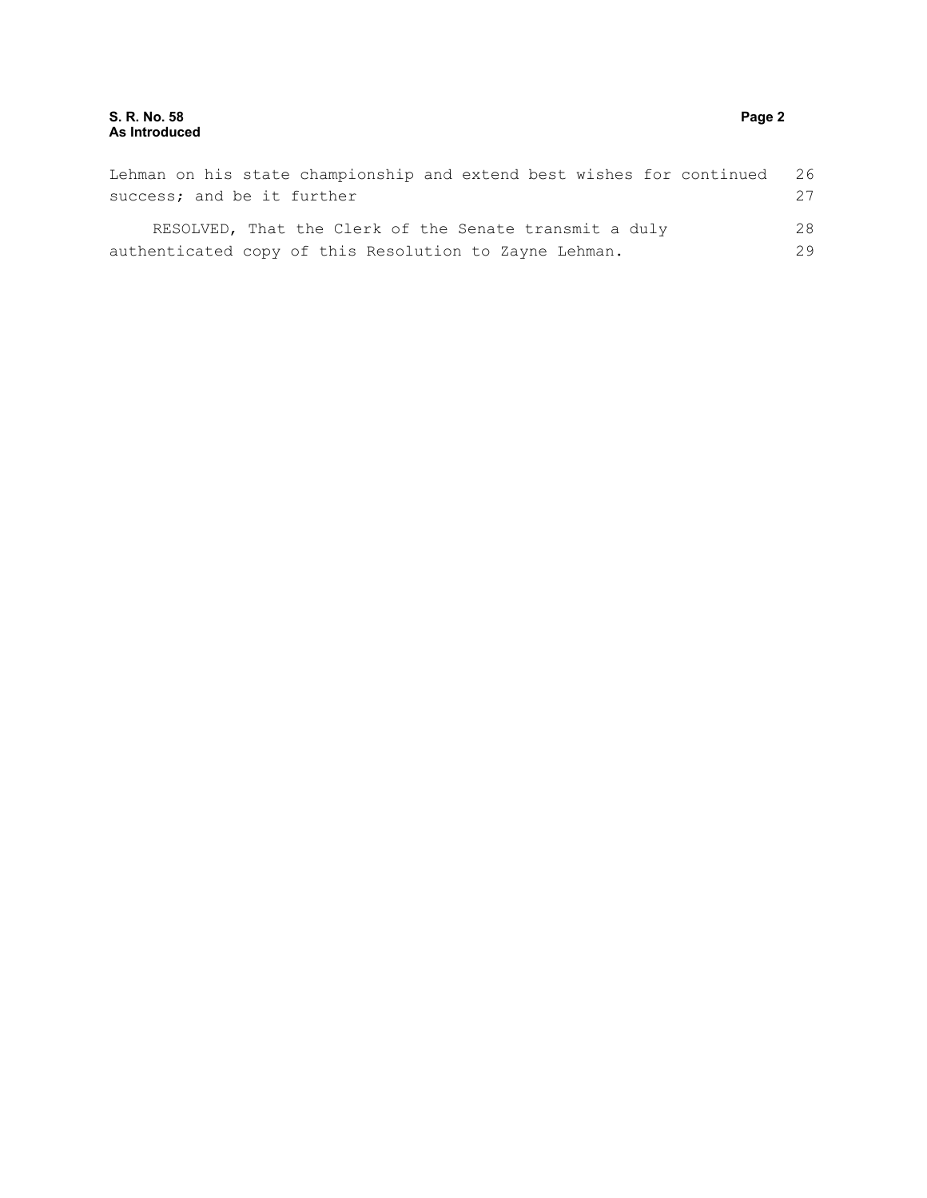Lehman on his state championship and extend best wishes for continued success; and be it further

RESOLVED, That the Clerk of the Senate transmit a duly authenticated copy of this Resolution to Zayne Lehman.